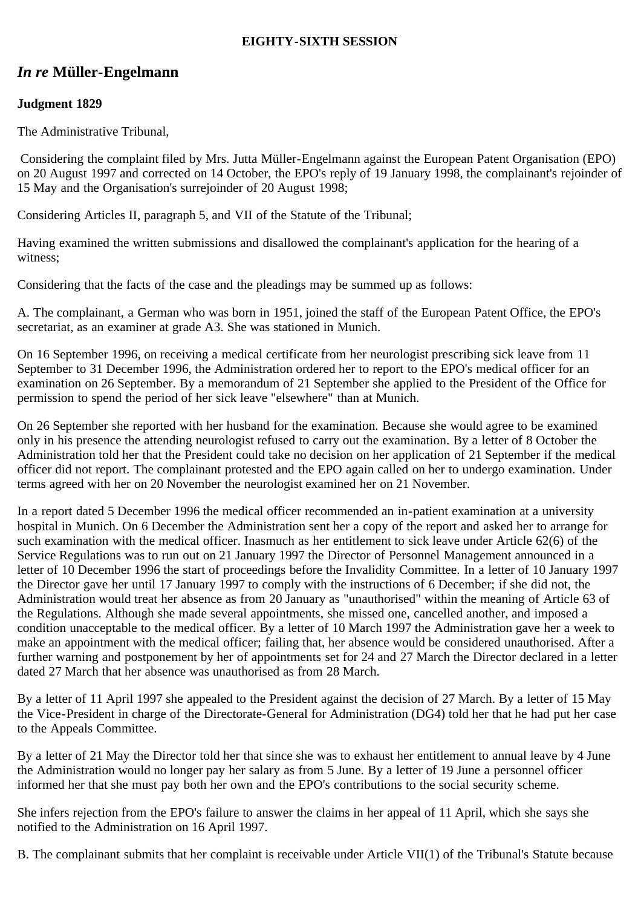**EIGHTY-SIXTH SESSION**

## *In re* Müller-Engelmann

**Judgment 1829**

The Administrative Tribunal,

Considering the complaint filed by Mrs. Jutta Müller-Engelmann against the European Patent Organisation (EPO) on 20 August 1997 and corrected on 14 October, the EPO's reply of 19 January 1998, the complainant's rejoinder of 15 May and the Organisation's surrejoinder of 20 August 1998;

Considering Articles II, paragraph 5, and VII of the Statute of the Tribunal;

Having examined the written submissions and disallowed the complainant's application for the hearing of a witness;

Considering that the facts of the case and the pleadings may be summed up as follows:

A. The complainant, a German who was born in 1951, joined the staff of the European Patent Office, the EPO's secretariat, as an examiner at grade A3. She was stationed in Munich.

On 16 September 1996, on receiving a medical certificate from her neurologist prescribing sick leave from 11 September to 31 December 1996, the Administration ordered her to report to the EPO's medical officer for an examination on 26 September. By a memorandum of 21 September she applied to the President of the Office for permission to spend the period of her sick leave "elsewhere" than at Munich.

On 26 September she reported with her husband for the examination. Because she would agree to be examined only in his presence the attending neurologist refused to carry out the examination. By a letter of 8 October the Administration told her that the President could take no decision on her application of 21 September if the medical officer did not report. The complainant protested and the EPO again called on her to undergo examination. Under terms agreed with her on 20 November the neurologist examined her on 21 November.

In a report dated 5 December 1996 the medical officer recommended an in-patient examination at a university hospital in Munich. On 6 December the Administration sent her a copy of the report and asked her to arrange for such examination with the medical officer. Inasmuch as her entitlement to sick leave under Article 62(6) of the Service Regulations was to run out on 21 January 1997 the Director of Personnel Management announced in a letter of 10 December 1996 the start of proceedings before the Invalidity Committee. In a letter of 10 January 1997 the Director gave her until 17 January 1997 to comply with the instructions of 6 December; if she did not, the Administration would treat her absence as from 20 January as "unauthorised" within the meaning of Article 63 of the Regulations. Although she made several appointments, she missed one, cancelled another, and imposed a condition unacceptable to the medical officer. By a letter of 10 March 1997 the Administration gave her a week to make an appointment with the medical officer; failing that, her absence would be considered unauthorised. After a further warning and postponement by her of appointments set for 24 and 27 March the Director declared in a letter dated 27 March that her absence was unauthorised as from 28 March.

By a letter of 11 April 1997 she appealed to the President against the decision of 27 March. By a letter of 15 May the Vice-President in charge of the Directorate-General for Administration (DG4) told her that he had put her case to the Appeals Committee.

By a letter of 21 May the Director told her that since she was to exhaust her entitlement to annual leave by 4 June the Administration would no longer pay her salary as from 5 June. By a letter of 19 June a personnel officer informed her that she must pay both her own and the EPO's contributions to the social security scheme.

She infers rejection from the EPO's failure to answer the claims in her appeal of 11 April, which she says she notified to the Administration on 16 April 1997.

B. The complainant submits that her complaint is receivable under Article VII(1) of the Tribunal's Statute because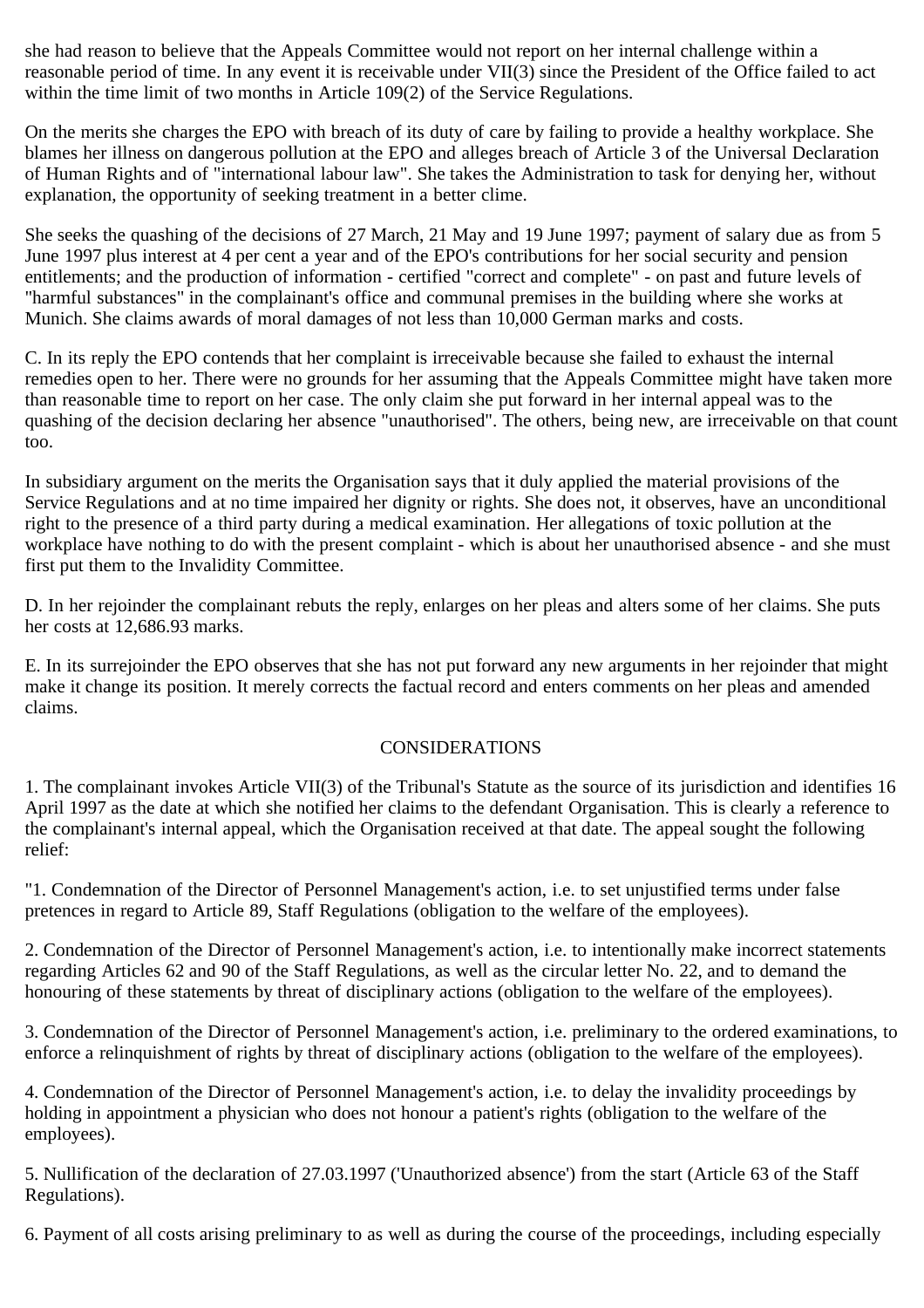she had reason to believe that the Appeals Committee would not report on her internal challenge within a reasonable period of time. In any event it is receivable under VII(3) since the President of the Office failed to act within the time limit of two months in Article 109(2) of the Service Regulations.

On the merits she charges the EPO with breach of its duty of care by failing to provide a healthy workplace. She blames her illness on dangerous pollution at the EPO and alleges breach of Article 3 of the Universal Declaration of Human Rights and of "international labour law". She takes the Administration to task for denying her, without explanation, the opportunity of seeking treatment in a better clime.

She seeks the quashing of the decisions of 27 March, 21 May and 19 June 1997; payment of salary due as from 5 June 1997 plus interest at 4 per cent a year and of the EPO's contributions for her social security and pension entitlements; and the production of information - certified "correct and complete" - on past and future levels of "harmful substances" in the complainant's office and communal premises in the building where she works at Munich. She claims awards of moral damages of not less than 10,000 German marks and costs.

C. In its reply the EPO contends that her complaint is irreceivable because she failed to exhaust the internal remedies open to her. There were no grounds for her assuming that the Appeals Committee might have taken more than reasonable time to report on her case. The only claim she put forward in her internal appeal was to the quashing of the decision declaring her absence "unauthorised". The others, being new, are irreceivable on that count too.

In subsidiary argument on the merits the Organisation says that it duly applied the material provisions of the Service Regulations and at no time impaired her dignity or rights. She does not, it observes, have an unconditional right to the presence of a third party during a medical examination. Her allegations of toxic pollution at the workplace have nothing to do with the present complaint - which is about her unauthorised absence - and she must first put them to the Invalidity Committee.

D. In her rejoinder the complainant rebuts the reply, enlarges on her pleas and alters some of her claims. She puts her costs at 12,686.93 marks.

E. In its surrejoinder the EPO observes that she has not put forward any new arguments in her rejoinder that might make it change its position. It merely corrects the factual record and enters comments on her pleas and amended claims.

## CONSIDERATIONS

1. The complainant invokes Article VII(3) of the Tribunal's Statute as the source of its jurisdiction and identifies 16 April 1997 as the date at which she notified her claims to the defendant Organisation. This is clearly a reference to the complainant's internal appeal, which the Organisation received at that date. The appeal sought the following relief:

"1. Condemnation of the Director of Personnel Management's action, i.e. to set unjustified terms under false pretences in regard to Article 89, Staff Regulations (obligation to the welfare of the employees).

2. Condemnation of the Director of Personnel Management's action, i.e. to intentionally make incorrect statements regarding Articles 62 and 90 of the Staff Regulations, as well as the circular letter No. 22, and to demand the honouring of these statements by threat of disciplinary actions (obligation to the welfare of the employees).

3. Condemnation of the Director of Personnel Management's action, i.e. preliminary to the ordered examinations, to enforce a relinquishment of rights by threat of disciplinary actions (obligation to the welfare of the employees).

4. Condemnation of the Director of Personnel Management's action, i.e. to delay the invalidity proceedings by holding in appointment a physician who does not honour a patient's rights (obligation to the welfare of the employees).

5. Nullification of the declaration of 27.03.1997 ('Unauthorized absence') from the start (Article 63 of the Staff Regulations).

6. Payment of all costs arising preliminary to as well as during the course of the proceedings, including especially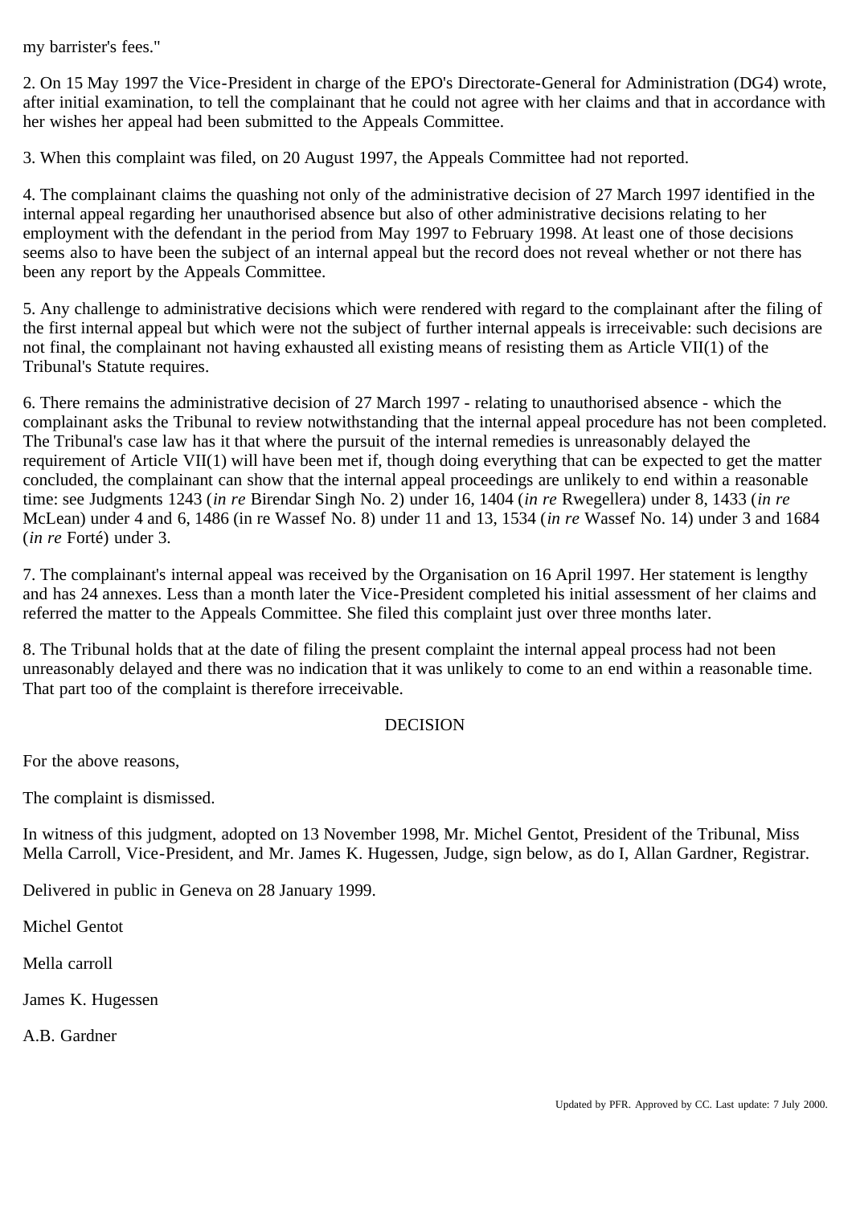my barrister's fees."

2. On 15 May 1997 the Vice-President in charge of the EPO's Directorate-General for Administration (DG4) wrote, after initial examination, to tell the complainant that he could not agree with her claims and that in accordance with her wishes her appeal had been submitted to the Appeals Committee.

3. When this complaint was filed, on 20 August 1997, the Appeals Committee had not reported.

4. The complainant claims the quashing not only of the administrative decision of 27 March 1997 identified in the internal appeal regarding her unauthorised absence but also of other administrative decisions relating to her employment with the defendant in the period from May 1997 to February 1998. At least one of those decisions seems also to have been the subject of an internal appeal but the record does not reveal whether or not there has been any report by the Appeals Committee.

5. Any challenge to administrative decisions which were rendered with regard to the complainant after the filing of the first internal appeal but which were not the subject of further internal appeals is irreceivable: such decisions are not final, the complainant not having exhausted all existing means of resisting them as Article VII(1) of the Tribunal's Statute requires.

6. There remains the administrative decision of 27 March 1997 - relating to unauthorised absence - which the complainant asks the Tribunal to review notwithstanding that the internal appeal procedure has not been completed. The Tribunal's case law has it that where the pursuit of the internal remedies is unreasonably delayed the requirement of Article VII(1) will have been met if, though doing everything that can be expected to get the matter concluded, the complainant can show that the internal appeal proceedings are unlikely to end within a reasonable time: see Judgments 1243 (*in re* Birendar Singh No. 2) under 16, 1404 (*in re* Rwegellera) under 8, 1433 (*in re* McLean) under 4 and 6, 1486 (in re Wassef No. 8) under 11 and 13, 1534 (*in re* Wassef No. 14) under 3 and 1684 (*in re* Forté) under 3.

7. The complainant's internal appeal was received by the Organisation on 16 April 1997. Her statement is lengthy and has 24 annexes. Less than a month later the Vice-President completed his initial assessment of her claims and referred the matter to the Appeals Committee. She filed this complaint just over three months later.

8. The Tribunal holds that at the date of filing the present complaint the internal appeal process had not been unreasonably delayed and there was no indication that it was unlikely to come to an end within a reasonable time. That part too of the complaint is therefore irreceivable.

DECISION

For the above reasons,

The complaint is dismissed.

In witness of this judgment, adopted on 13 November 1998, Mr. Michel Gentot, President of the Tribunal, Miss Mella Carroll, Vice-President, and Mr. James K. Hugessen, Judge, sign below, as do I, Allan Gardner, Registrar.

Delivered in public in Geneva on 28 January 1999.

Michel Gentot

Mella carroll

James K. Hugessen

A.B. Gardner

Updated by PFR. Approved by CC. Last update: 7 July 2000.